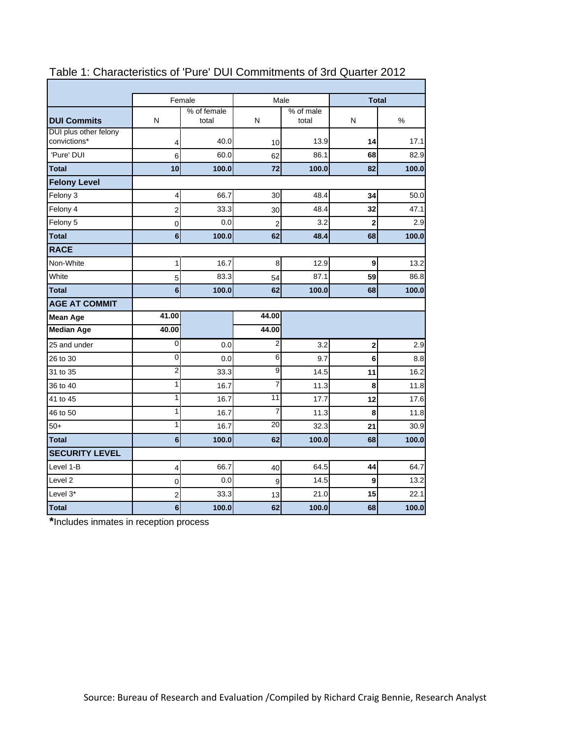# Table 1: Characteristics of 'Pure' DUI Commitments of 3rd Quarter 2012

| | Female | | Male | | **Total** | |
|---|---|---|---|---|---|---|
| **DUI Commits** | N | % of female total | N | % of male total | N | % |
| DUI plus other felony convictions* | 4 | 40.0 | 10 | 13.9 | **14** | 17.1 |
| 'Pure' DUI | 6 | 60.0 | 62 | 86.1 | **68** | 82.9 |
| **Total** | **10** | **100.0** | **72** | **100.0** | **82** | **100.0** |
| **Felony Level** | | | | | | |
| Felony 3 | 4 | 66.7 | 30 | 48.4 | **34** | 50.0 |
| Felony 4 | 2 | 33.3 | 30 | 48.4 | **32** | 47.1 |
| Felony 5 | 0 | 0.0 | 2 | 3.2 | **2** | 2.9 |
| **Total** | **6** | **100.0** | **62** | **48.4** | **68** | **100.0** |
| **RACE** | | | | | | |
| Non-White | 1 | 16.7 | 8 | 12.9 | **9** | 13.2 |
| White | 5 | 83.3 | 54 | 87.1 | **59** | 86.8 |
| **Total** | **6** | **100.0** | **62** | **100.0** | **68** | **100.0** |
| **AGE AT COMMIT** | | | | | | |
| **Mean Age** | **41.00** | | **44.00** | | | |
| **Median Age** | **40.00** | | **44.00** | | | |
| 25 and under | 0 | 0.0 | 2 | 3.2 | **2** | 2.9 |
| 26 to 30 | 0 | 0.0 | 6 | 9.7 | **6** | 8.8 |
| 31 to 35 | 2 | 33.3 | 9 | 14.5 | **11** | 16.2 |
| 36 to 40 | 1 | 16.7 | 7 | 11.3 | **8** | 11.8 |
| 41 to 45 | 1 | 16.7 | 11 | 17.7 | **12** | 17.6 |
| 46 to 50 | 1 | 16.7 | 7 | 11.3 | **8** | 11.8 |
| 50+ | 1 | 16.7 | 20 | 32.3 | **21** | 30.9 |
| **Total** | **6** | **100.0** | **62** | **100.0** | **68** | **100.0** |
| **SECURITY LEVEL** | | | | | | |
| Level 1-B | 4 | 66.7 | 40 | 64.5 | **44** | 64.7 |
| Level 2 | 0 | 0.0 | 9 | 14.5 | **9** | 13.2 |
| Level 3* | 2 | 33.3 | 13 | 21.0 | **15** | 22.1 |
| **Total** | **6** | **100.0** | **62** | **100.0** | **68** | **100.0** |

**\***Includes inmates in reception process

Source: Bureau of Research and Evaluation /Compiled by Richard Craig Bennie, Research Analyst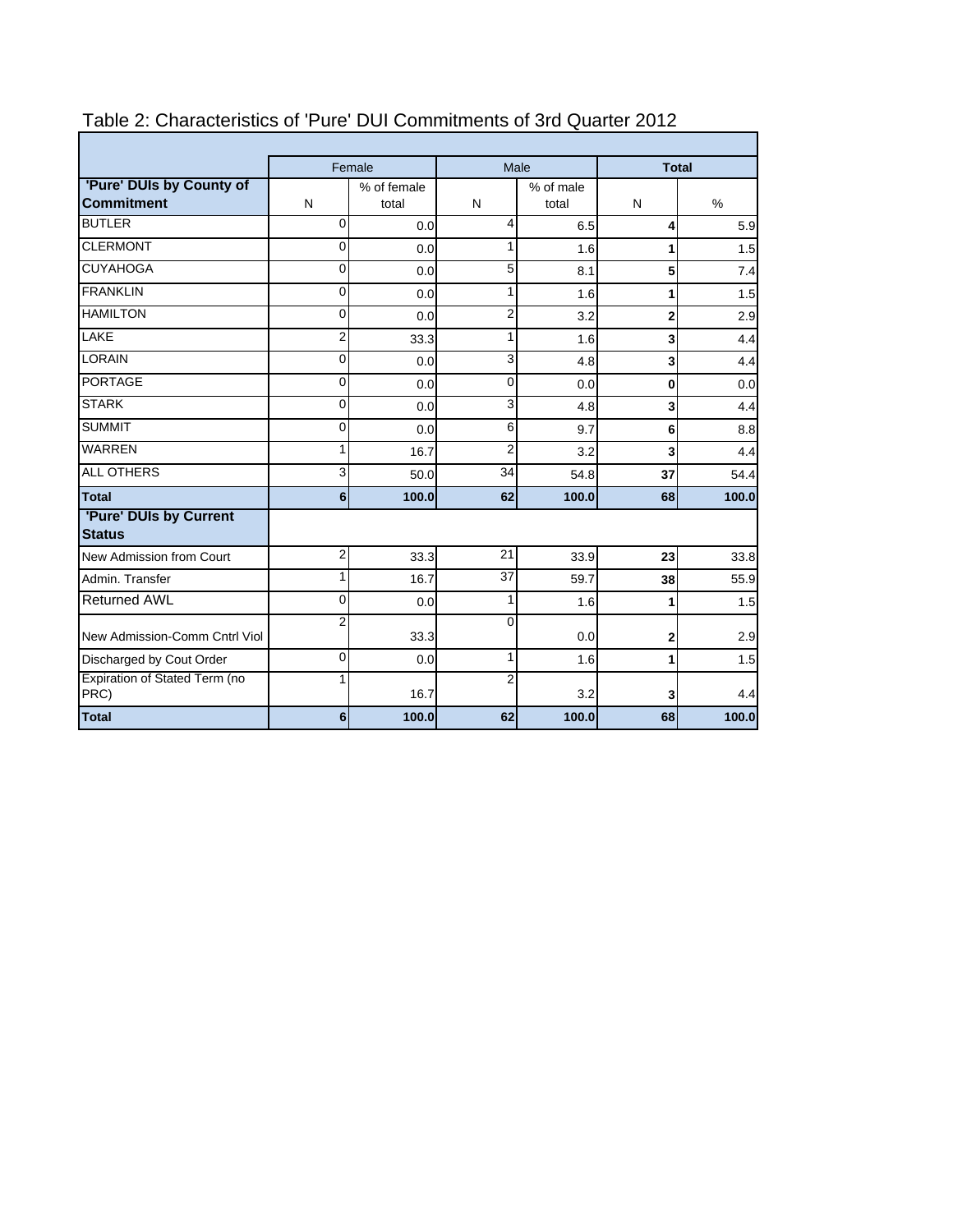# Table 2: Characteristics of 'Pure' DUI Commitments of 3rd Quarter 2012

| | Female | | Male | | Total | |
|---|---|---|---|---|---|---|
| **'Pure' DUIs by County of Commitment** | N | % of female total | N | % of male total | N | % |
| BUTLER | 0 | 0.0 | 4 | 6.5 | **4** | 5.9 |
| CLERMONT | 0 | 0.0 | 1 | 1.6 | **1** | 1.5 |
| CUYAHOGA | 0 | 0.0 | 5 | 8.1 | **5** | 7.4 |
| FRANKLIN | 0 | 0.0 | 1 | 1.6 | **1** | 1.5 |
| HAMILTON | 0 | 0.0 | 2 | 3.2 | **2** | 2.9 |
| LAKE | 2 | 33.3 | 1 | 1.6 | **3** | 4.4 |
| LORAIN | 0 | 0.0 | 3 | 4.8 | **3** | 4.4 |
| PORTAGE | 0 | 0.0 | 0 | 0.0 | **0** | 0.0 |
| STARK | 0 | 0.0 | 3 | 4.8 | **3** | 4.4 |
| SUMMIT | 0 | 0.0 | 6 | 9.7 | **6** | 8.8 |
| WARREN | 1 | 16.7 | 2 | 3.2 | **3** | 4.4 |
| ALL OTHERS | 3 | 50.0 | 34 | 54.8 | **37** | 54.4 |
| **Total** | **6** | **100.0** | **62** | **100.0** | **68** | **100.0** |
| **'Pure' DUIs by Current Status** | | | | | | |
| New Admission from Court | 2 | 33.3 | 21 | 33.9 | **23** | 33.8 |
| Admin. Transfer | 1 | 16.7 | 37 | 59.7 | **38** | 55.9 |
| Returned AWL | 0 | 0.0 | 1 | 1.6 | **1** | 1.5 |
| New Admission-Comm Cntrl Viol | 2 | 33.3 | 0 | 0.0 | **2** | 2.9 |
| Discharged by Cout Order | 0 | 0.0 | 1 | 1.6 | **1** | 1.5 |
| Expiration of Stated Term (no PRC) | 1 | 16.7 | 2 | 3.2 | **3** | 4.4 |
| **Total** | **6** | **100.0** | **62** | **100.0** | **68** | **100.0** |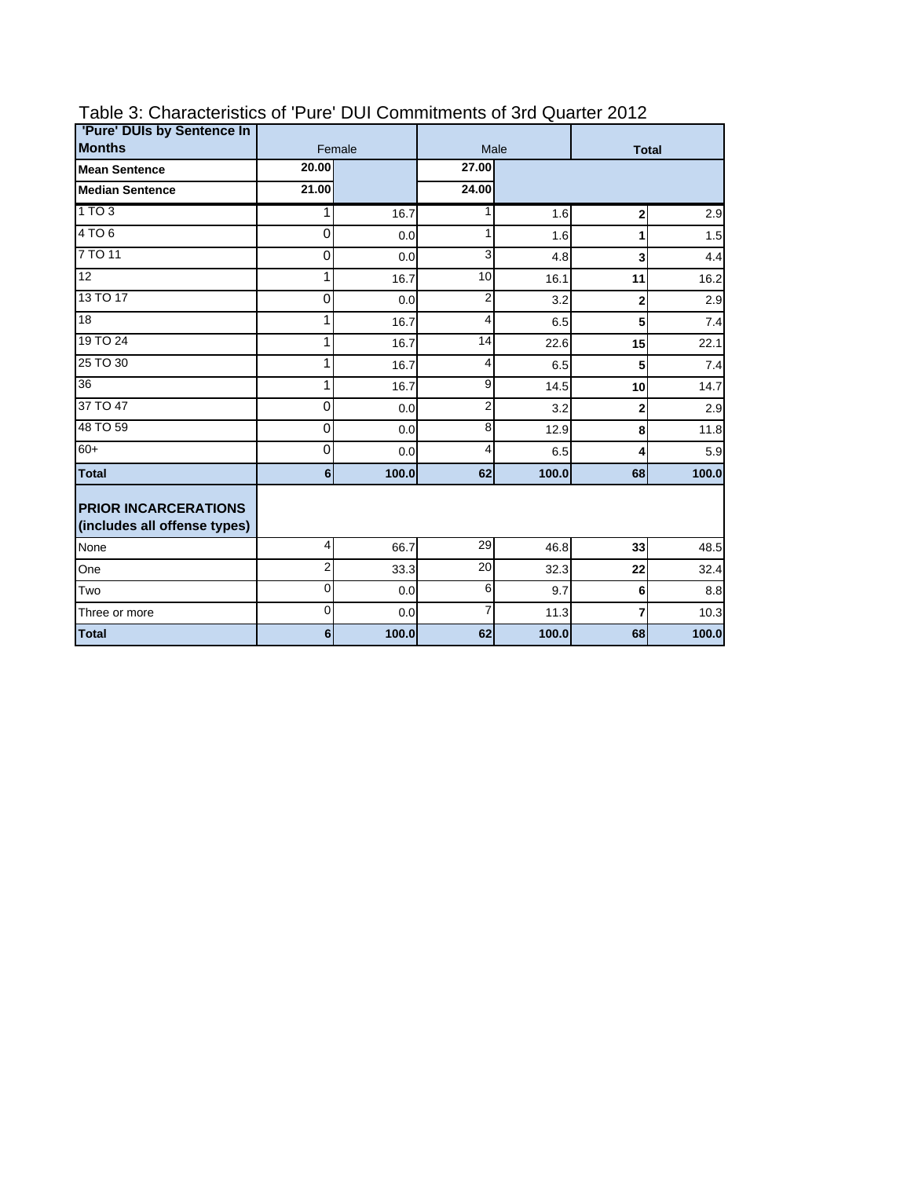# Table 3: Characteristics of 'Pure' DUI Commitments of 3rd Quarter 2012

| 'Pure' DUIs by Sentence In Months | Female | | Male | | Total | |
|---|---|---|---|---|---|---|
| **Mean Sentence** | **20.00** | | **27.00** | | | |
| **Median Sentence** | **21.00** | | **24.00** | | | |
| 1 TO 3 | 1 | 16.7 | 1 | 1.6 | **2** | 2.9 |
| 4 TO 6 | 0 | 0.0 | 1 | 1.6 | **1** | 1.5 |
| 7 TO 11 | 0 | 0.0 | 3 | 4.8 | **3** | 4.4 |
| 12 | 1 | 16.7 | 10 | 16.1 | **11** | 16.2 |
| 13 TO 17 | 0 | 0.0 | 2 | 3.2 | **2** | 2.9 |
| 18 | 1 | 16.7 | 4 | 6.5 | **5** | 7.4 |
| 19 TO 24 | 1 | 16.7 | 14 | 22.6 | **15** | 22.1 |
| 25 TO 30 | 1 | 16.7 | 4 | 6.5 | **5** | 7.4 |
| 36 | 1 | 16.7 | 9 | 14.5 | **10** | 14.7 |
| 37 TO 47 | 0 | 0.0 | 2 | 3.2 | **2** | 2.9 |
| 48 TO 59 | 0 | 0.0 | 8 | 12.9 | **8** | 11.8 |
| 60+ | 0 | 0.0 | 4 | 6.5 | **4** | 5.9 |
| **Total** | **6** | **100.0** | **62** | **100.0** | **68** | **100.0** |
| **PRIOR INCARCERATIONS (includes all offense types)** | | | | | | |
| None | 4 | 66.7 | 29 | 46.8 | **33** | 48.5 |
| One | 2 | 33.3 | 20 | 32.3 | **22** | 32.4 |
| Two | 0 | 0.0 | 6 | 9.7 | **6** | 8.8 |
| Three or more | 0 | 0.0 | 7 | 11.3 | **7** | 10.3 |
| **Total** | **6** | **100.0** | **62** | **100.0** | **68** | **100.0** |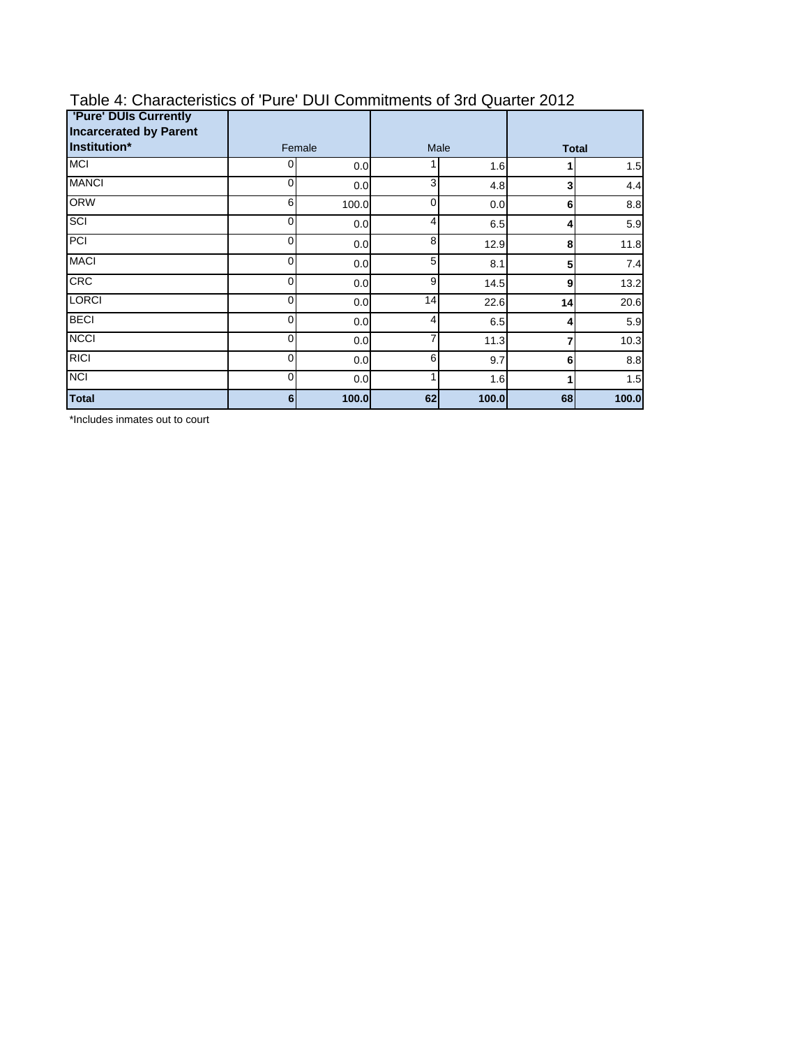## Table 4: Characteristics of 'Pure' DUI Commitments of 3rd Quarter 2012

| 'Pure' DUIs Currently Incarcerated by Parent Institution* | Female | | Male | | **Total** | |
|---|---|---|---|---|---|---|
| MCI | 0 | 0.0 | 1 | 1.6 | **1** | 1.5 |
| MANCI | 0 | 0.0 | 3 | 4.8 | **3** | 4.4 |
| ORW | 6 | 100.0 | 0 | 0.0 | **6** | 8.8 |
| SCI | 0 | 0.0 | 4 | 6.5 | **4** | 5.9 |
| PCI | 0 | 0.0 | 8 | 12.9 | **8** | 11.8 |
| MACI | 0 | 0.0 | 5 | 8.1 | **5** | 7.4 |
| CRC | 0 | 0.0 | 9 | 14.5 | **9** | 13.2 |
| LORCI | 0 | 0.0 | 14 | 22.6 | **14** | 20.6 |
| BECI | 0 | 0.0 | 4 | 6.5 | **4** | 5.9 |
| NCCI | 0 | 0.0 | 7 | 11.3 | **7** | 10.3 |
| RICI | 0 | 0.0 | 6 | 9.7 | **6** | 8.8 |
| NCI | 0 | 0.0 | 1 | 1.6 | **1** | 1.5 |
| **Total** | **6** | **100.0** | **62** | **100.0** | **68** | **100.0** |

*Includes inmates out to court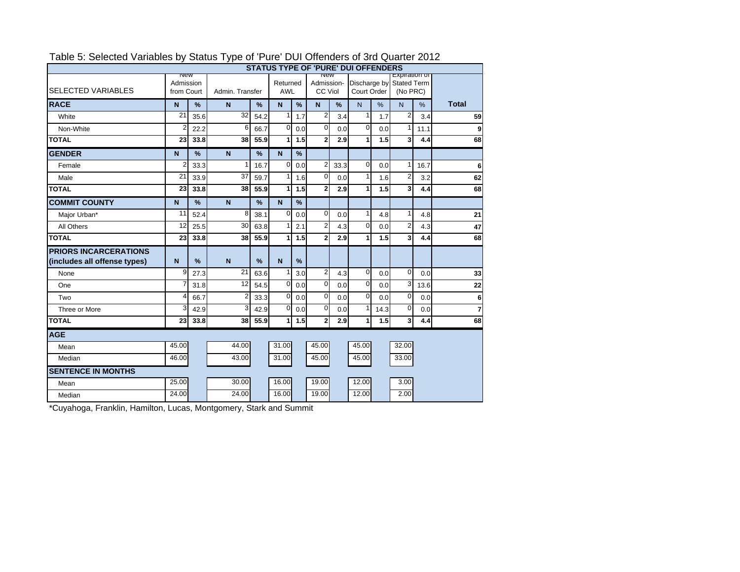Table 5: Selected Variables by Status Type of 'Pure' DUI Offenders of 3rd Quarter 2012

| SELECTED VARIABLES | STATUS TYPE OF 'PURE' DUI OFFENDERS | | | | | | | | | | | | |
|---|---|---|---|---|---|---|---|---|---|---|---|---|---|
| | New Admission from Court | | Admin. Transfer | | Returned AWL | | New Admission-CC Viol | | Discharge by Court Order | | Expiration of Stated Term (No PRC) | | |
| **RACE** | **N** | **%** | **N** | **%** | **N** | **%** | **N** | **%** | N | % | N | % | **Total** |
| White | 21 | 35.6 | 32 | 54.2 | 1 | 1.7 | 2 | 3.4 | 1 | 1.7 | 2 | 3.4 | **59** |
| Non-White | 2 | 22.2 | 6 | 66.7 | 0 | 0.0 | 0 | 0.0 | 0 | 0.0 | 1 | 11.1 | **9** |
| **TOTAL** | **23** | **33.8** | **38** | **55.9** | **1** | **1.5** | **2** | **2.9** | **1** | **1.5** | **3** | **4.4** | **68** |
| **GENDER** | **N** | **%** | **N** | **%** | **N** | **%** | | | | | | | |
| Female | 2 | 33.3 | 1 | 16.7 | 0 | 0.0 | 2 | 33.3 | 0 | 0.0 | 1 | 16.7 | **6** |
| Male | 21 | 33.9 | 37 | 59.7 | 1 | 1.6 | 0 | 0.0 | 1 | 1.6 | 2 | 3.2 | **62** |
| **TOTAL** | **23** | **33.8** | **38** | **55.9** | **1** | **1.5** | **2** | **2.9** | **1** | **1.5** | **3** | **4.4** | **68** |
| **COMMIT COUNTY** | **N** | **%** | **N** | **%** | **N** | **%** | | | | | | | |
| Major Urban* | 11 | 52.4 | 8 | 38.1 | 0 | 0.0 | 0 | 0.0 | 1 | 4.8 | 1 | 4.8 | **21** |
| All Others | 12 | 25.5 | 30 | 63.8 | 1 | 2.1 | 2 | 4.3 | 0 | 0.0 | 2 | 4.3 | **47** |
| **TOTAL** | **23** | **33.8** | **38** | **55.9** | **1** | **1.5** | **2** | **2.9** | **1** | **1.5** | **3** | **4.4** | **68** |
| **PRIORS INCARCERATIONS (includes all offense types)** | **N** | **%** | **N** | **%** | **N** | **%** | | | | | | | |
| None | 9 | 27.3 | 21 | 63.6 | 1 | 3.0 | 2 | 4.3 | 0 | 0.0 | 0 | 0.0 | **33** |
| One | 7 | 31.8 | 12 | 54.5 | 0 | 0.0 | 0 | 0.0 | 0 | 0.0 | 3 | 13.6 | **22** |
| Two | 4 | 66.7 | 2 | 33.3 | 0 | 0.0 | 0 | 0.0 | 0 | 0.0 | 0 | 0.0 | **6** |
| Three or More | 3 | 42.9 | 3 | 42.9 | 0 | 0.0 | 0 | 0.0 | 1 | 14.3 | 0 | 0.0 | **7** |
| **TOTAL** | **23** | **33.8** | **38** | **55.9** | **1** | **1.5** | **2** | **2.9** | **1** | **1.5** | **3** | **4.4** | **68** |
| **AGE** | | | | | | | | | | | | | |
| Mean | 45.00 | | 44.00 | | 31.00 | | 45.00 | | 45.00 | | 32.00 | | |
| Median | 46.00 | | 43.00 | | 31.00 | | 45.00 | | 45.00 | | 33.00 | | |
| **SENTENCE IN MONTHS** | | | | | | | | | | | | | |
| Mean | 25.00 | | 30.00 | | 16.00 | | 19.00 | | 12.00 | | 3.00 | | |
| Median | 24.00 | | 24.00 | | 16.00 | | 19.00 | | 12.00 | | 2.00 | | |

*Cuyahoga, Franklin, Hamilton, Lucas, Montgomery, Stark and Summit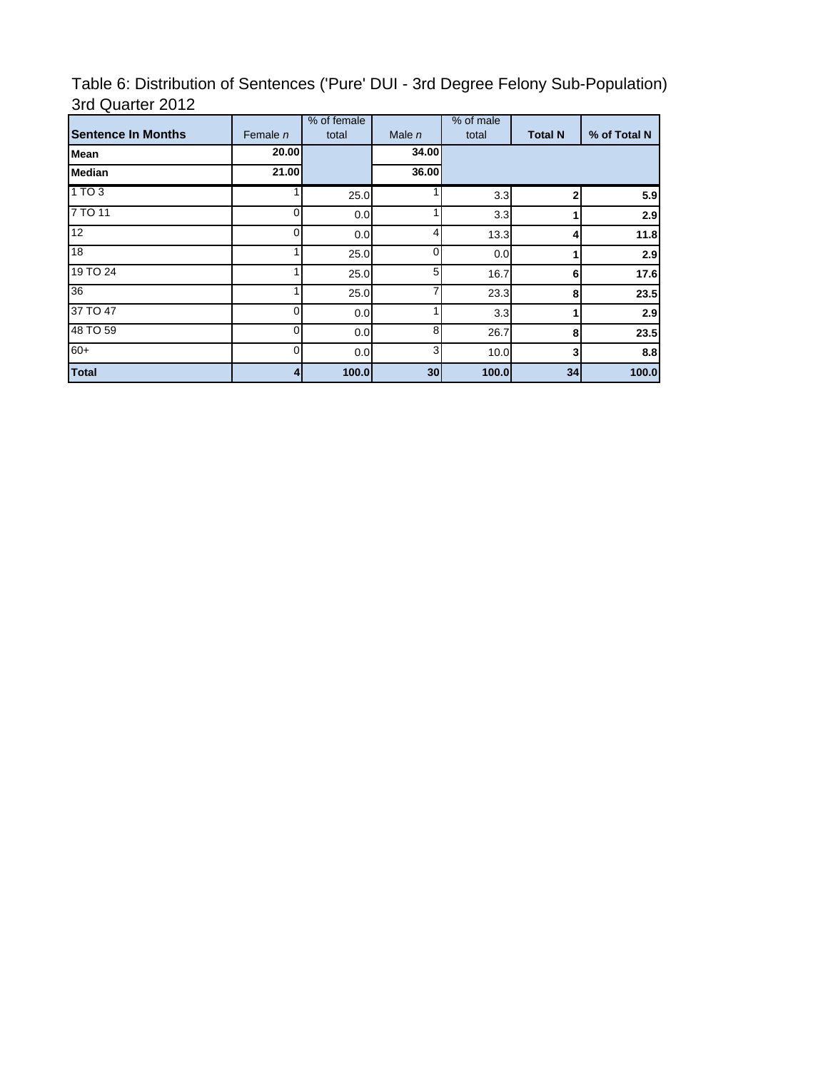Table 6: Distribution of Sentences ('Pure' DUI - 3rd Degree Felony Sub-Population)
3rd Quarter 2012

| Sentence In Months | Female *n* | % of female total | Male *n* | % of male total | Total N | % of Total N |
|---|---|---|---|---|---|---|
| **Mean** | **20.00** | | **34.00** | | | |
| **Median** | **21.00** | | **36.00** | | | |
| 1 TO 3 | 1 | 25.0 | 1 | 3.3 | **2** | **5.9** |
| 7 TO 11 | 0 | 0.0 | 1 | 3.3 | **1** | **2.9** |
| 12 | 0 | 0.0 | 4 | 13.3 | **4** | **11.8** |
| 18 | 1 | 25.0 | 0 | 0.0 | **1** | **2.9** |
| 19 TO 24 | 1 | 25.0 | 5 | 16.7 | **6** | **17.6** |
| 36 | 1 | 25.0 | 7 | 23.3 | **8** | **23.5** |
| 37 TO 47 | 0 | 0.0 | 1 | 3.3 | **1** | **2.9** |
| 48 TO 59 | 0 | 0.0 | 8 | 26.7 | **8** | **23.5** |
| 60+ | 0 | 0.0 | 3 | 10.0 | **3** | **8.8** |
| **Total** | **4** | **100.0** | **30** | **100.0** | **34** | **100.0** |